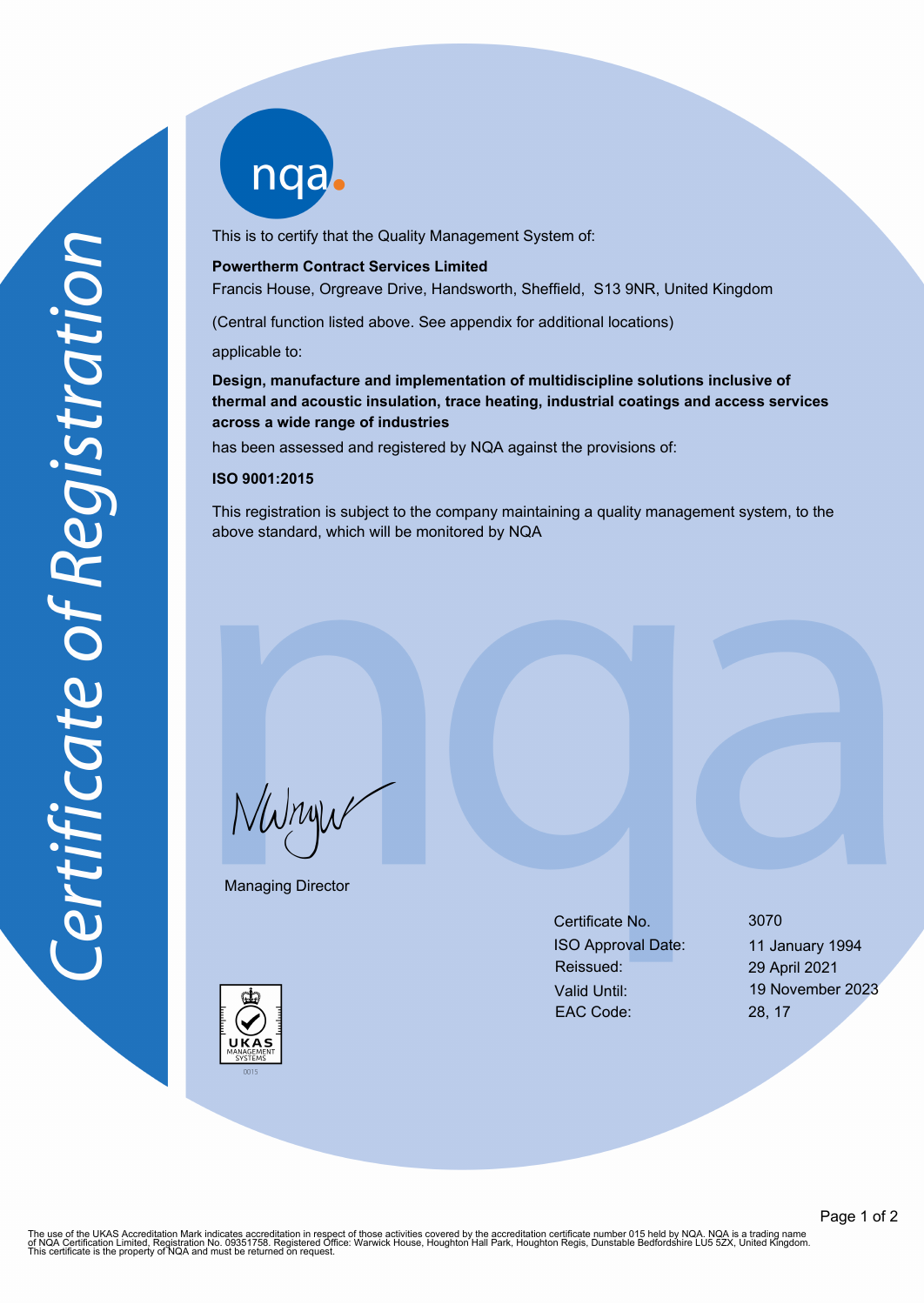# Certificate of Registration

nqa

This is to certify that the Quality Management System of:

**Powertherm Contract Services Limited**
Francis House, Orgreave Drive, Handsworth, Sheffield, S13 9NR, United Kingdom

(Central function listed above. See appendix for additional locations)

applicable to:

**Design, manufacture and implementation of multidiscipline solutions inclusive of thermal and acoustic insulation, trace heating, industrial coatings and access services across a wide range of industries**

has been assessed and registered by NQA against the provisions of:

**ISO 9001:2015**

This registration is subject to the company maintaining a quality management system, to the above standard, which will be monitored by NQA

Managing Director

| | |
|---|---|
| Certificate No. | 3070 |
| ISO Approval Date: | 11 January 1994 |
| Reissued: | 29 April 2021 |
| Valid Until: | 19 November 2023 |
| EAC Code: | 28, 17 |

UKAS MANAGEMENT SYSTEMS 0015

The use of the UKAS Accreditation Mark indicates accreditation in respect of those activities covered by the accreditation certificate number 015 held by NQA. NQA is a trading name of NQA Certification Limited, Registration No. 09351758. Registered Office: Warwick House, Houghton Hall Park, Houghton Regis, Dunstable Bedfordshire LU5 5ZX, United Kingdom. This certificate is the property of NQA and must be returned on request.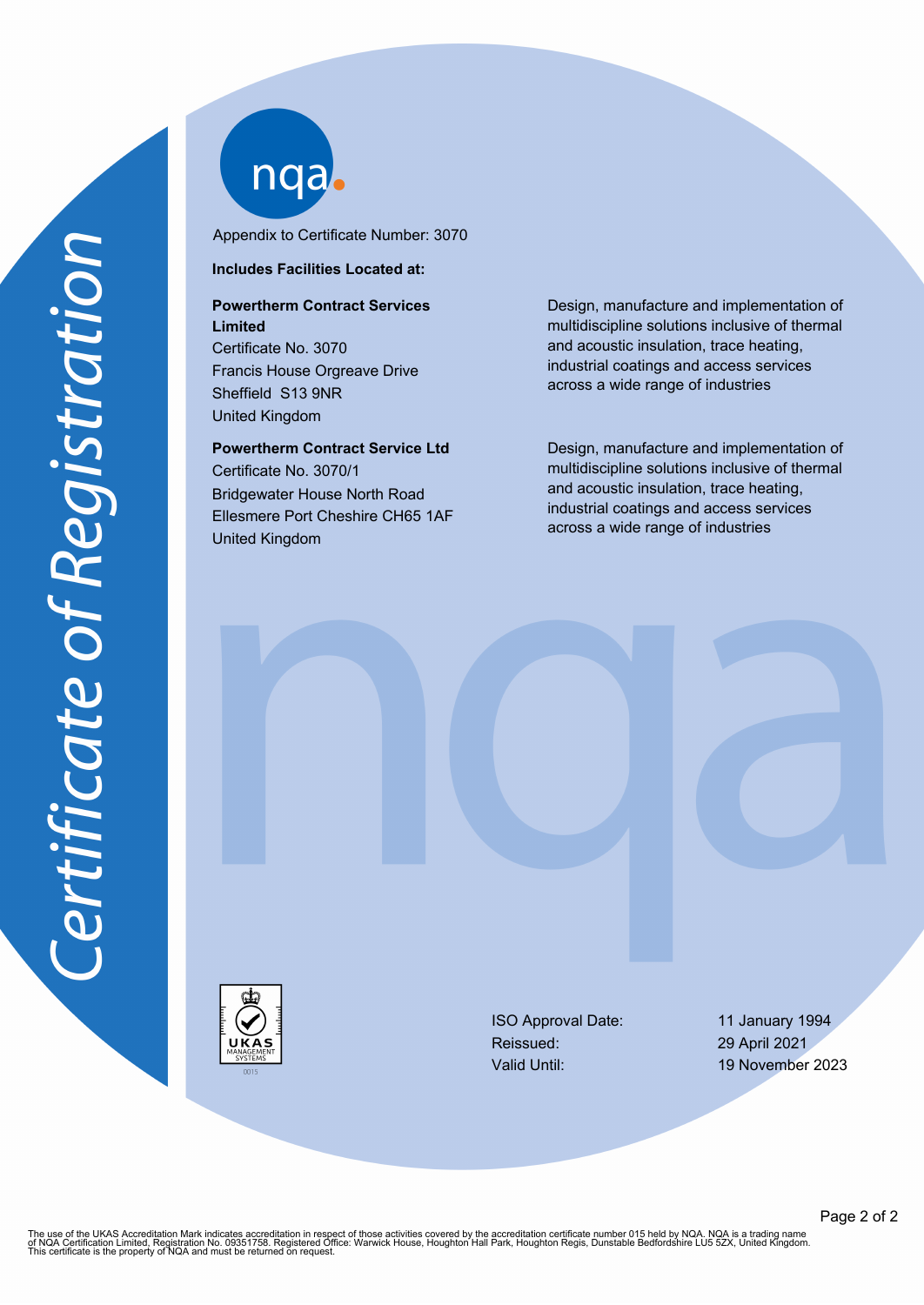*Certificate of Registration*

nqa

Appendix to Certificate Number: 3070

**Includes Facilities Located at:**

| | |
|---|---|
| **Powertherm Contract Services Limited**<br>Certificate No. 3070<br>Francis House Orgreave Drive<br>Sheffield S13 9NR<br>United Kingdom | Design, manufacture and implementation of multidiscipline solutions inclusive of thermal and acoustic insulation, trace heating, industrial coatings and access services across a wide range of industries |
| **Powertherm Contract Service Ltd**<br>Certificate No. 3070/1<br>Bridgewater House North Road<br>Ellesmere Port Cheshire CH65 1AF<br>United Kingdom | Design, manufacture and implementation of multidiscipline solutions inclusive of thermal and acoustic insulation, trace heating, industrial coatings and access services across a wide range of industries |

UKAS MANAGEMENT SYSTEMS
0015

| | |
|---|---|
| ISO Approval Date: | 11 January 1994 |
| Reissued: | 29 April 2021 |
| Valid Until: | 19 November 2023 |

The use of the UKAS Accreditation Mark indicates accreditation in respect of those activities covered by the accreditation certificate number 015 held by NQA. NQA is a trading name of NQA Certification Limited, Registration No. 09351758. Registered Office: Warwick House, Houghton Hall Park, Houghton Regis, Dunstable Bedfordshire LU5 5ZX, United Kingdom.
This certificate is the property of NQA and must be returned on request.